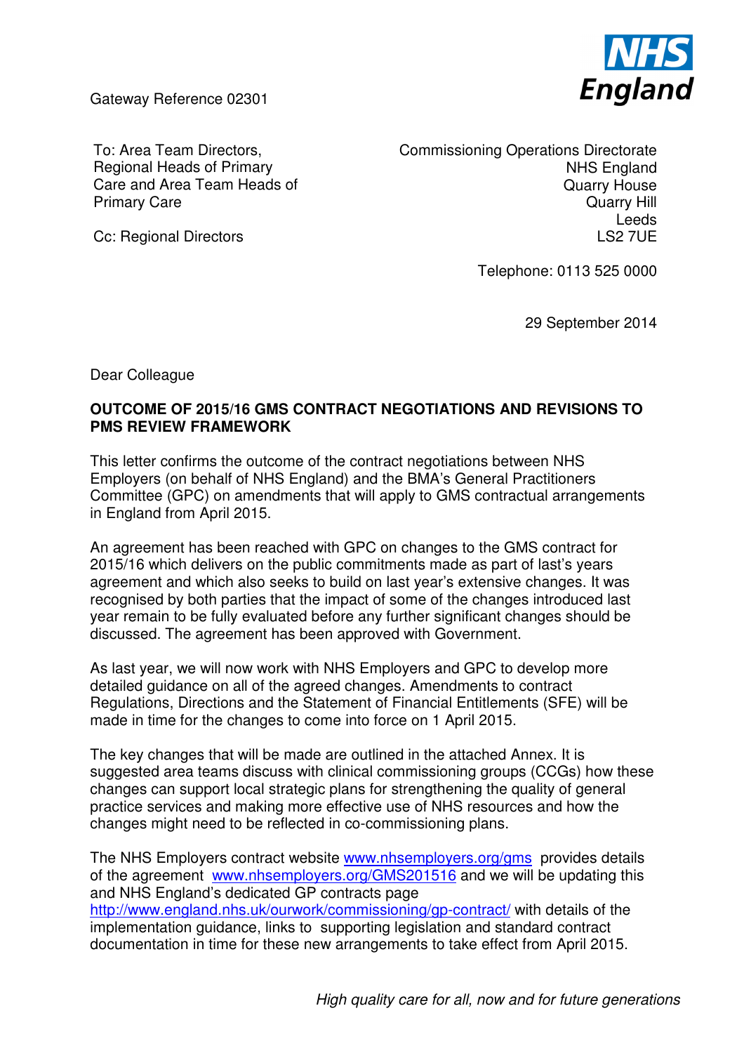Gateway Reference 02301

To: Area Team Directors,
Regional Heads of Primary
Care and Area Team Heads of
Primary Care

Cc: Regional Directors

Commissioning Operations Directorate
NHS England
Quarry House
Quarry Hill
Leeds
LS2 7UE

Telephone: 0113 525 0000

29 September 2014

Dear Colleague

**OUTCOME OF 2015/16 GMS CONTRACT NEGOTIATIONS AND REVISIONS TO PMS REVIEW FRAMEWORK**

This letter confirms the outcome of the contract negotiations between NHS Employers (on behalf of NHS England) and the BMA's General Practitioners Committee (GPC) on amendments that will apply to GMS contractual arrangements in England from April 2015.

An agreement has been reached with GPC on changes to the GMS contract for 2015/16 which delivers on the public commitments made as part of last's years agreement and which also seeks to build on last year's extensive changes. It was recognised by both parties that the impact of some of the changes introduced last year remain to be fully evaluated before any further significant changes should be discussed. The agreement has been approved with Government.

As last year, we will now work with NHS Employers and GPC to develop more detailed guidance on all of the agreed changes. Amendments to contract Regulations, Directions and the Statement of Financial Entitlements (SFE) will be made in time for the changes to come into force on 1 April 2015.

The key changes that will be made are outlined in the attached Annex. It is suggested area teams discuss with clinical commissioning groups (CCGs) how these changes can support local strategic plans for strengthening the quality of general practice services and making more effective use of NHS resources and how the changes might need to be reflected in co-commissioning plans.

The NHS Employers contract website [www.nhsemployers.org/gms](www.nhsemployers.org/gms) provides details of the agreement [www.nhsemployers.org/GMS201516](www.nhsemployers.org/GMS201516) and we will be updating this and NHS England's dedicated GP contracts page [http://www.england.nhs.uk/ourwork/commissioning/gp-contract/](http://www.england.nhs.uk/ourwork/commissioning/gp-contract/) with details of the implementation guidance, links to supporting legislation and standard contract documentation in time for these new arrangements to take effect from April 2015.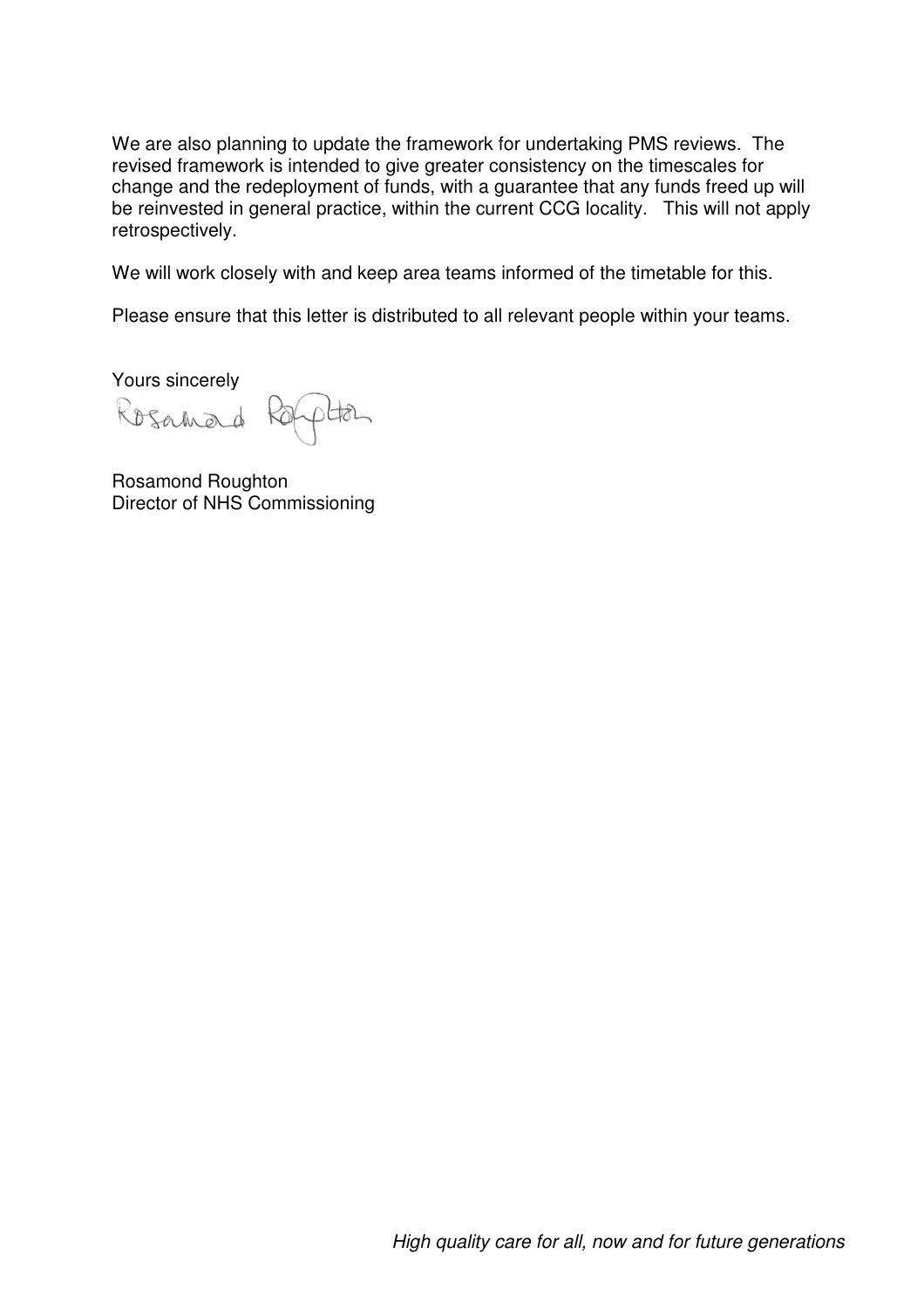We are also planning to update the framework for undertaking PMS reviews. The revised framework is intended to give greater consistency on the timescales for change and the redeployment of funds, with a guarantee that any funds freed up will be reinvested in general practice, within the current CCG locality. This will not apply retrospectively.

We will work closely with and keep area teams informed of the timetable for this.

Please ensure that this letter is distributed to all relevant people within your teams.

Yours sincerely

Rosamond Roughton
Director of NHS Commissioning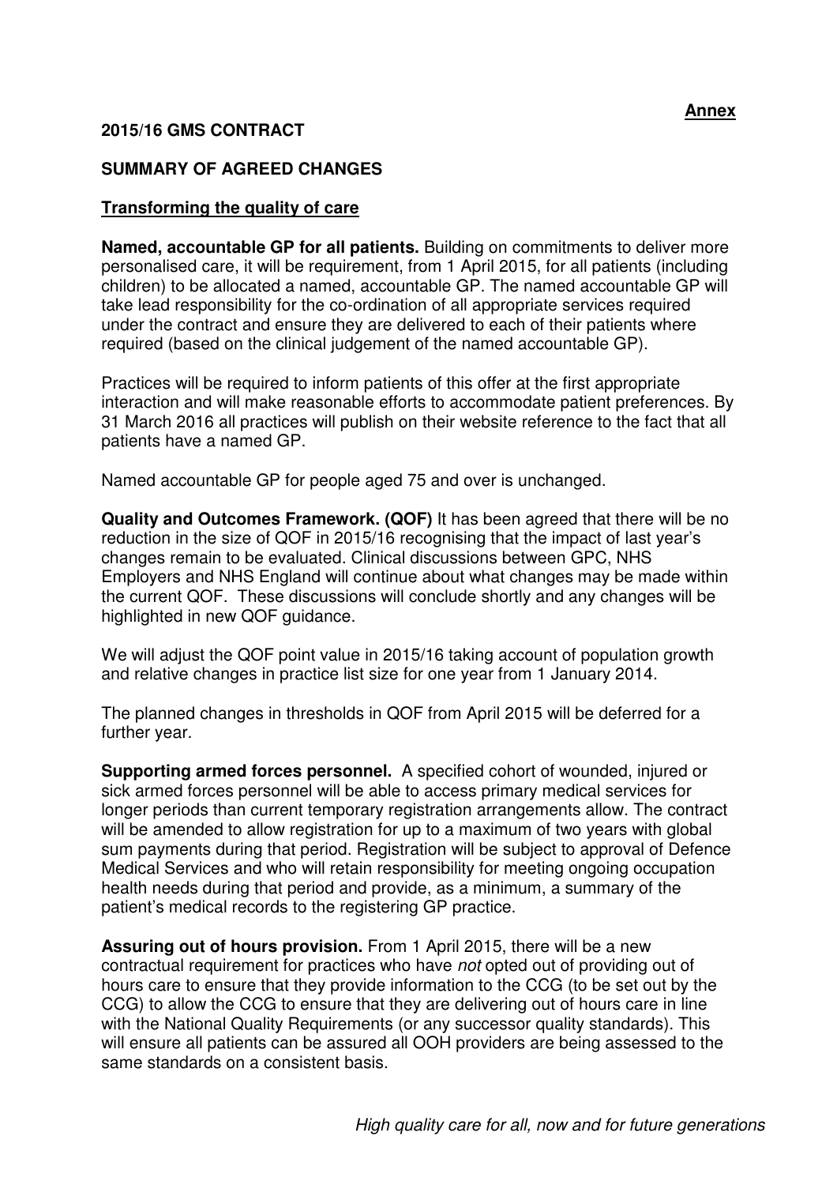**Annex**

**2015/16 GMS CONTRACT**

**SUMMARY OF AGREED CHANGES**

**Transforming the quality of care**

**Named, accountable GP for all patients.** Building on commitments to deliver more personalised care, it will be requirement, from 1 April 2015, for all patients (including children) to be allocated a named, accountable GP. The named accountable GP will take lead responsibility for the co-ordination of all appropriate services required under the contract and ensure they are delivered to each of their patients where required (based on the clinical judgement of the named accountable GP).

Practices will be required to inform patients of this offer at the first appropriate interaction and will make reasonable efforts to accommodate patient preferences. By 31 March 2016 all practices will publish on their website reference to the fact that all patients have a named GP.

Named accountable GP for people aged 75 and over is unchanged.

**Quality and Outcomes Framework. (QOF)** It has been agreed that there will be no reduction in the size of QOF in 2015/16 recognising that the impact of last year's changes remain to be evaluated. Clinical discussions between GPC, NHS Employers and NHS England will continue about what changes may be made within the current QOF. These discussions will conclude shortly and any changes will be highlighted in new QOF guidance.

We will adjust the QOF point value in 2015/16 taking account of population growth and relative changes in practice list size for one year from 1 January 2014.

The planned changes in thresholds in QOF from April 2015 will be deferred for a further year.

**Supporting armed forces personnel.** A specified cohort of wounded, injured or sick armed forces personnel will be able to access primary medical services for longer periods than current temporary registration arrangements allow. The contract will be amended to allow registration for up to a maximum of two years with global sum payments during that period. Registration will be subject to approval of Defence Medical Services and who will retain responsibility for meeting ongoing occupation health needs during that period and provide, as a minimum, a summary of the patient's medical records to the registering GP practice.

**Assuring out of hours provision.** From 1 April 2015, there will be a new contractual requirement for practices who have *not* opted out of providing out of hours care to ensure that they provide information to the CCG (to be set out by the CCG) to allow the CCG to ensure that they are delivering out of hours care in line with the National Quality Requirements (or any successor quality standards). This will ensure all patients can be assured all OOH providers are being assessed to the same standards on a consistent basis.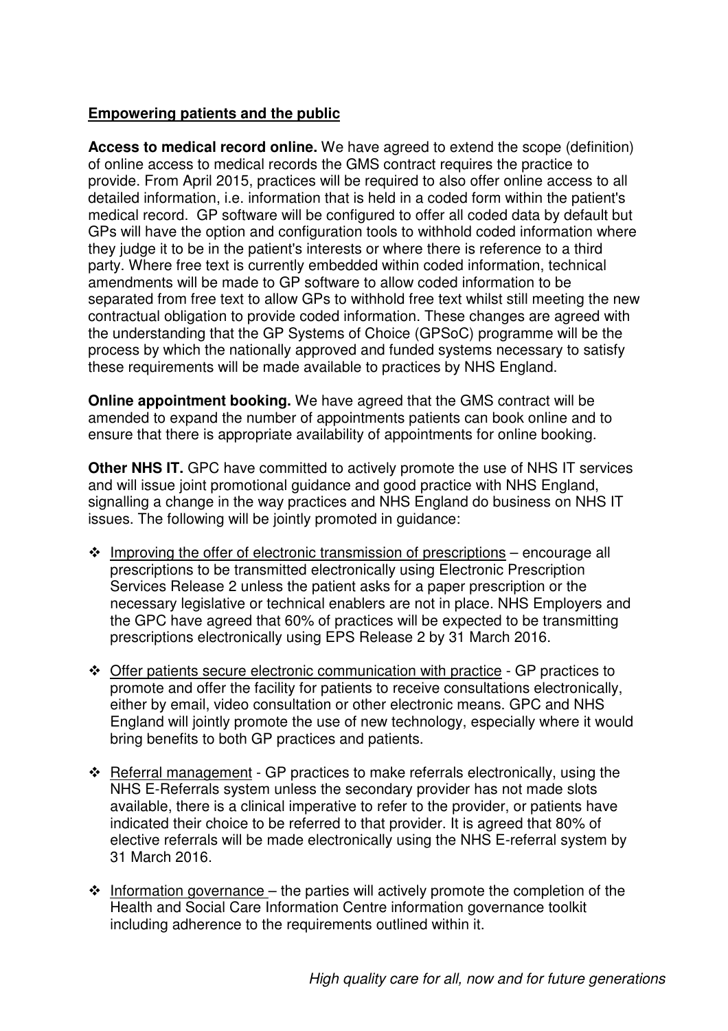## Empowering patients and the public

**Access to medical record online.** We have agreed to extend the scope (definition) of online access to medical records the GMS contract requires the practice to provide. From April 2015, practices will be required to also offer online access to all detailed information, i.e. information that is held in a coded form within the patient's medical record. GP software will be configured to offer all coded data by default but GPs will have the option and configuration tools to withhold coded information where they judge it to be in the patient's interests or where there is reference to a third party. Where free text is currently embedded within coded information, technical amendments will be made to GP software to allow coded information to be separated from free text to allow GPs to withhold free text whilst still meeting the new contractual obligation to provide coded information. These changes are agreed with the understanding that the GP Systems of Choice (GPSoC) programme will be the process by which the nationally approved and funded systems necessary to satisfy these requirements will be made available to practices by NHS England.

**Online appointment booking.** We have agreed that the GMS contract will be amended to expand the number of appointments patients can book online and to ensure that there is appropriate availability of appointments for online booking.

**Other NHS IT.** GPC have committed to actively promote the use of NHS IT services and will issue joint promotional guidance and good practice with NHS England, signalling a change in the way practices and NHS England do business on NHS IT issues. The following will be jointly promoted in guidance:

- Improving the offer of electronic transmission of prescriptions – encourage all prescriptions to be transmitted electronically using Electronic Prescription Services Release 2 unless the patient asks for a paper prescription or the necessary legislative or technical enablers are not in place. NHS Employers and the GPC have agreed that 60% of practices will be expected to be transmitting prescriptions electronically using EPS Release 2 by 31 March 2016.
- Offer patients secure electronic communication with practice - GP practices to promote and offer the facility for patients to receive consultations electronically, either by email, video consultation or other electronic means. GPC and NHS England will jointly promote the use of new technology, especially where it would bring benefits to both GP practices and patients.
- Referral management - GP practices to make referrals electronically, using the NHS E-Referrals system unless the secondary provider has not made slots available, there is a clinical imperative to refer to the provider, or patients have indicated their choice to be referred to that provider. It is agreed that 80% of elective referrals will be made electronically using the NHS E-referral system by 31 March 2016.
- Information governance – the parties will actively promote the completion of the Health and Social Care Information Centre information governance toolkit including adherence to the requirements outlined within it.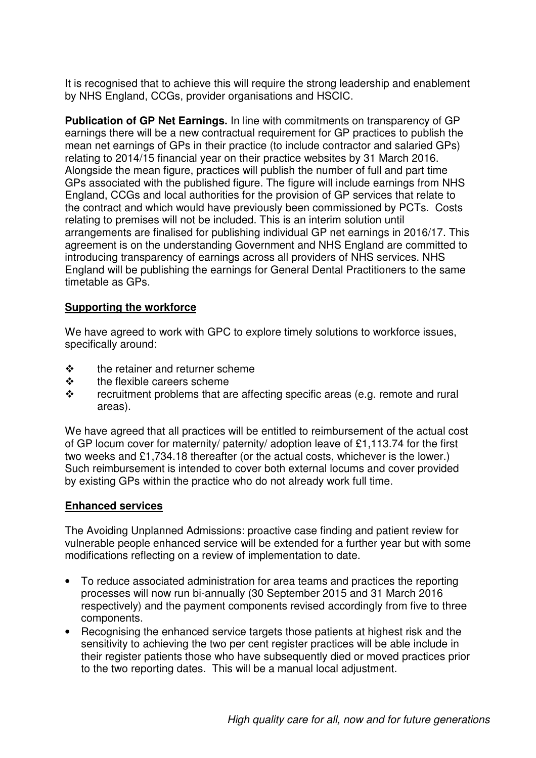It is recognised that to achieve this will require the strong leadership and enablement by NHS England, CCGs, provider organisations and HSCIC.

**Publication of GP Net Earnings.** In line with commitments on transparency of GP earnings there will be a new contractual requirement for GP practices to publish the mean net earnings of GPs in their practice (to include contractor and salaried GPs) relating to 2014/15 financial year on their practice websites by 31 March 2016. Alongside the mean figure, practices will publish the number of full and part time GPs associated with the published figure. The figure will include earnings from NHS England, CCGs and local authorities for the provision of GP services that relate to the contract and which would have previously been commissioned by PCTs. Costs relating to premises will not be included. This is an interim solution until arrangements are finalised for publishing individual GP net earnings in 2016/17. This agreement is on the understanding Government and NHS England are committed to introducing transparency of earnings across all providers of NHS services. NHS England will be publishing the earnings for General Dental Practitioners to the same timetable as GPs.

## Supporting the workforce

We have agreed to work with GPC to explore timely solutions to workforce issues, specifically around:

- the retainer and returner scheme
- the flexible careers scheme
- recruitment problems that are affecting specific areas (e.g. remote and rural areas).

We have agreed that all practices will be entitled to reimbursement of the actual cost of GP locum cover for maternity/ paternity/ adoption leave of £1,113.74 for the first two weeks and £1,734.18 thereafter (or the actual costs, whichever is the lower.) Such reimbursement is intended to cover both external locums and cover provided by existing GPs within the practice who do not already work full time.

## Enhanced services

The Avoiding Unplanned Admissions: proactive case finding and patient review for vulnerable people enhanced service will be extended for a further year but with some modifications reflecting on a review of implementation to date.

- To reduce associated administration for area teams and practices the reporting processes will now run bi-annually (30 September 2015 and 31 March 2016 respectively) and the payment components revised accordingly from five to three components.
- Recognising the enhanced service targets those patients at highest risk and the sensitivity to achieving the two per cent register practices will be able include in their register patients those who have subsequently died or moved practices prior to the two reporting dates. This will be a manual local adjustment.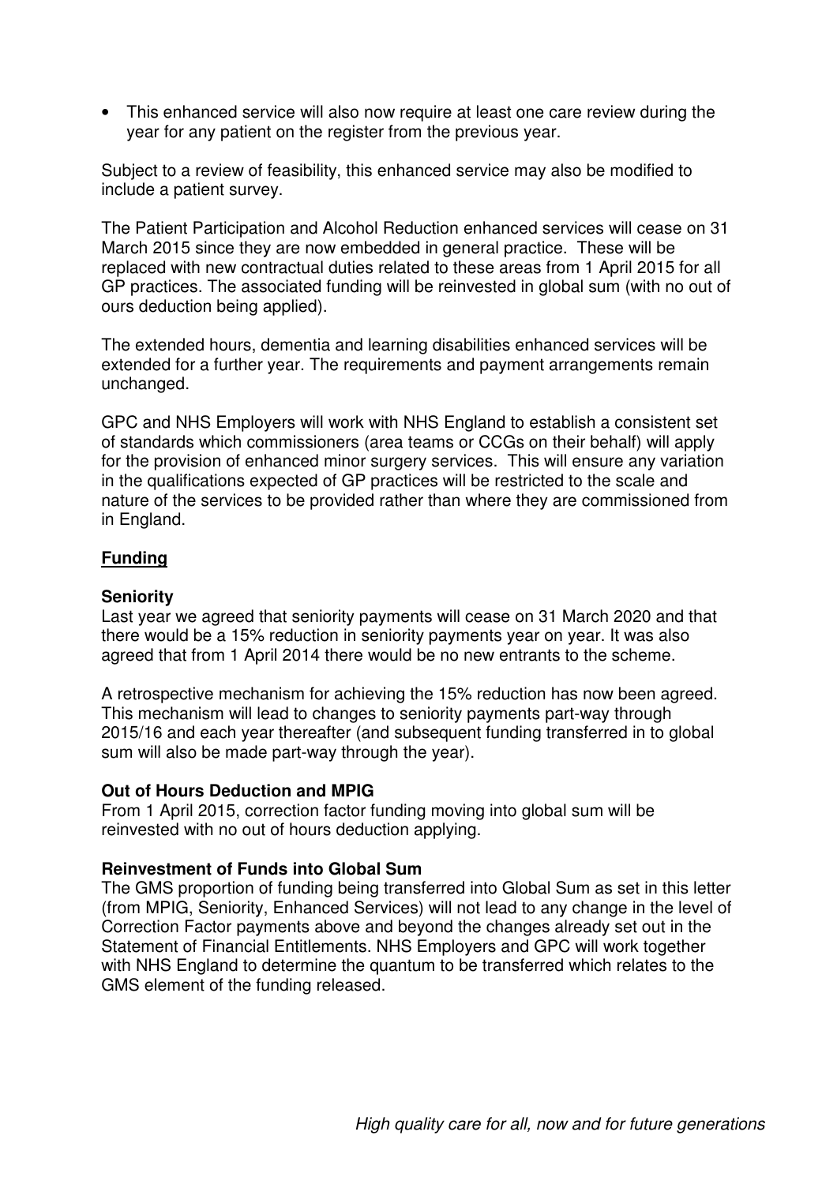- This enhanced service will also now require at least one care review during the year for any patient on the register from the previous year.

Subject to a review of feasibility, this enhanced service may also be modified to include a patient survey.

The Patient Participation and Alcohol Reduction enhanced services will cease on 31 March 2015 since they are now embedded in general practice. These will be replaced with new contractual duties related to these areas from 1 April 2015 for all GP practices. The associated funding will be reinvested in global sum (with no out of ours deduction being applied).

The extended hours, dementia and learning disabilities enhanced services will be extended for a further year. The requirements and payment arrangements remain unchanged.

GPC and NHS Employers will work with NHS England to establish a consistent set of standards which commissioners (area teams or CCGs on their behalf) will apply for the provision of enhanced minor surgery services. This will ensure any variation in the qualifications expected of GP practices will be restricted to the scale and nature of the services to be provided rather than where they are commissioned from in England.

## Funding

### Seniority

Last year we agreed that seniority payments will cease on 31 March 2020 and that there would be a 15% reduction in seniority payments year on year. It was also agreed that from 1 April 2014 there would be no new entrants to the scheme.

A retrospective mechanism for achieving the 15% reduction has now been agreed. This mechanism will lead to changes to seniority payments part-way through 2015/16 and each year thereafter (and subsequent funding transferred in to global sum will also be made part-way through the year).

### Out of Hours Deduction and MPIG

From 1 April 2015, correction factor funding moving into global sum will be reinvested with no out of hours deduction applying.

### Reinvestment of Funds into Global Sum

The GMS proportion of funding being transferred into Global Sum as set in this letter (from MPIG, Seniority, Enhanced Services) will not lead to any change in the level of Correction Factor payments above and beyond the changes already set out in the Statement of Financial Entitlements. NHS Employers and GPC will work together with NHS England to determine the quantum to be transferred which relates to the GMS element of the funding released.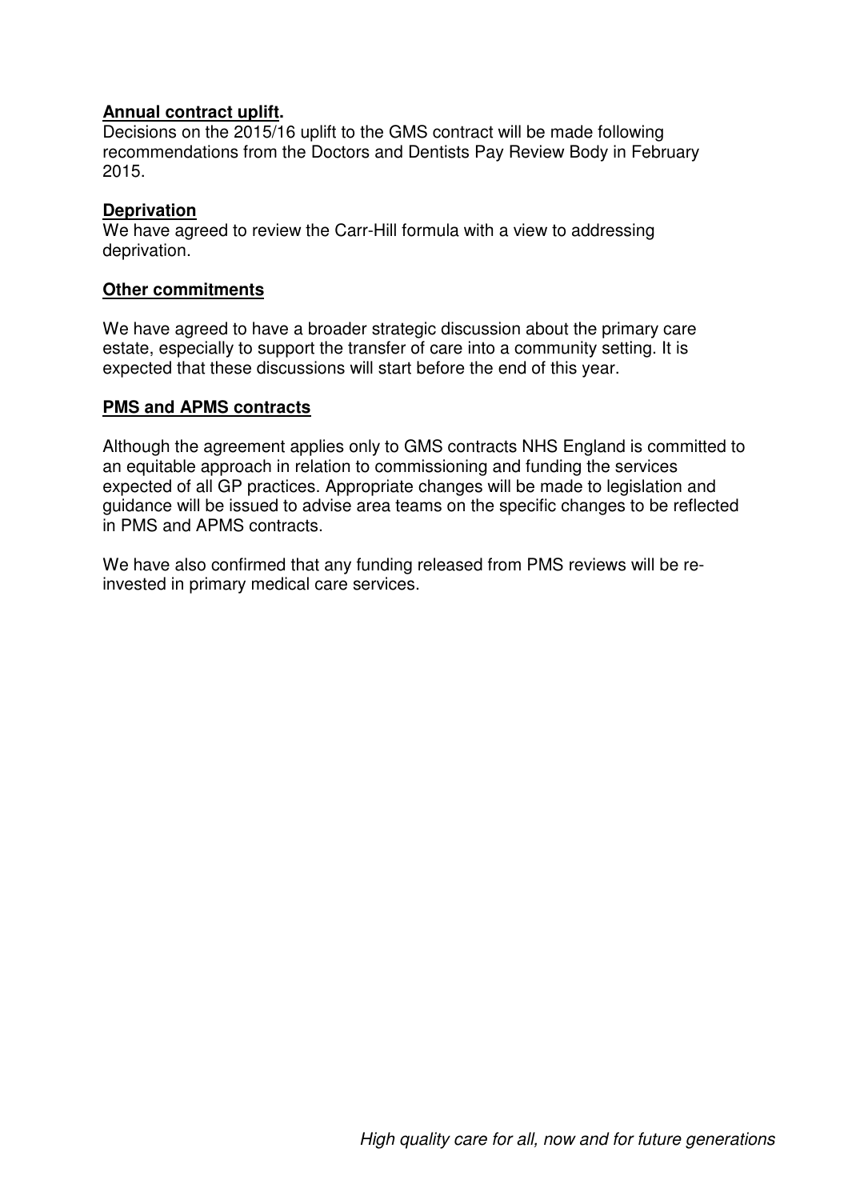**Annual contract uplift.**

Decisions on the 2015/16 uplift to the GMS contract will be made following recommendations from the Doctors and Dentists Pay Review Body in February 2015.

**Deprivation**

We have agreed to review the Carr-Hill formula with a view to addressing deprivation.

**Other commitments**

We have agreed to have a broader strategic discussion about the primary care estate, especially to support the transfer of care into a community setting. It is expected that these discussions will start before the end of this year.

**PMS and APMS contracts**

Although the agreement applies only to GMS contracts NHS England is committed to an equitable approach in relation to commissioning and funding the services expected of all GP practices. Appropriate changes will be made to legislation and guidance will be issued to advise area teams on the specific changes to be reflected in PMS and APMS contracts.

We have also confirmed that any funding released from PMS reviews will be re-invested in primary medical care services.